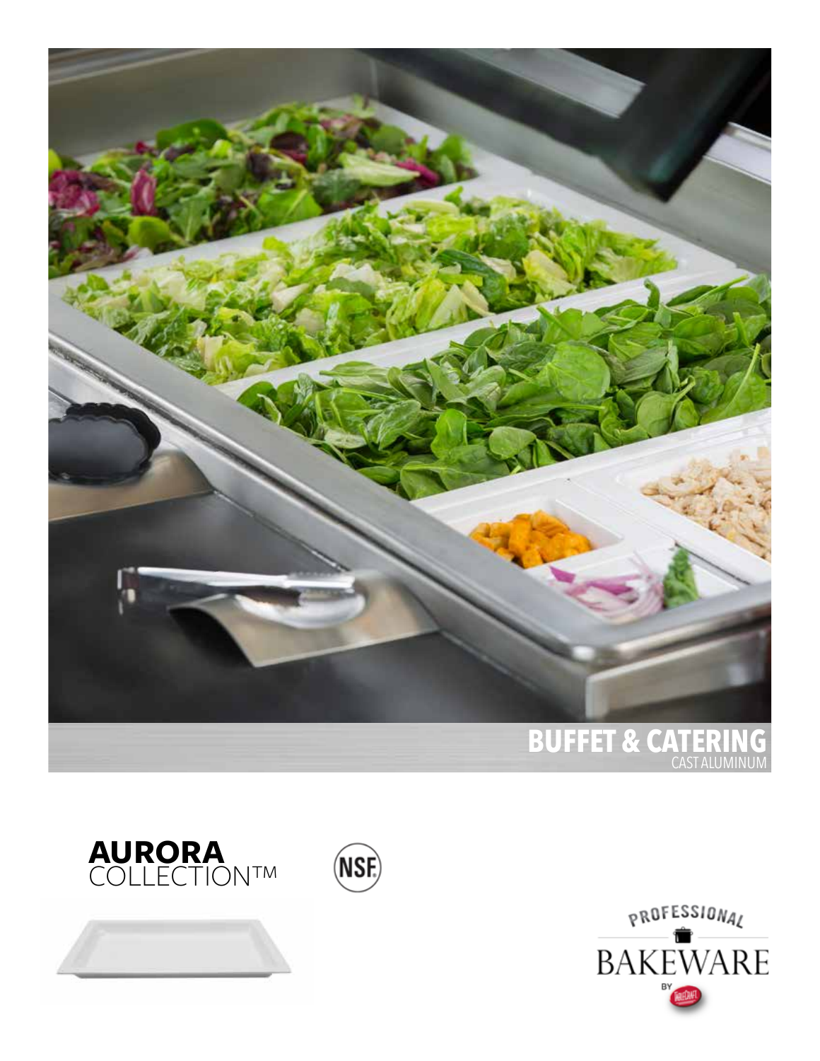# BUFFET & CATERING

CAST ALUMINUM

**AURORA**
COLLECTION™

NSF

PROFESSIONAL
BAKEWARE
BY TABLECRAFT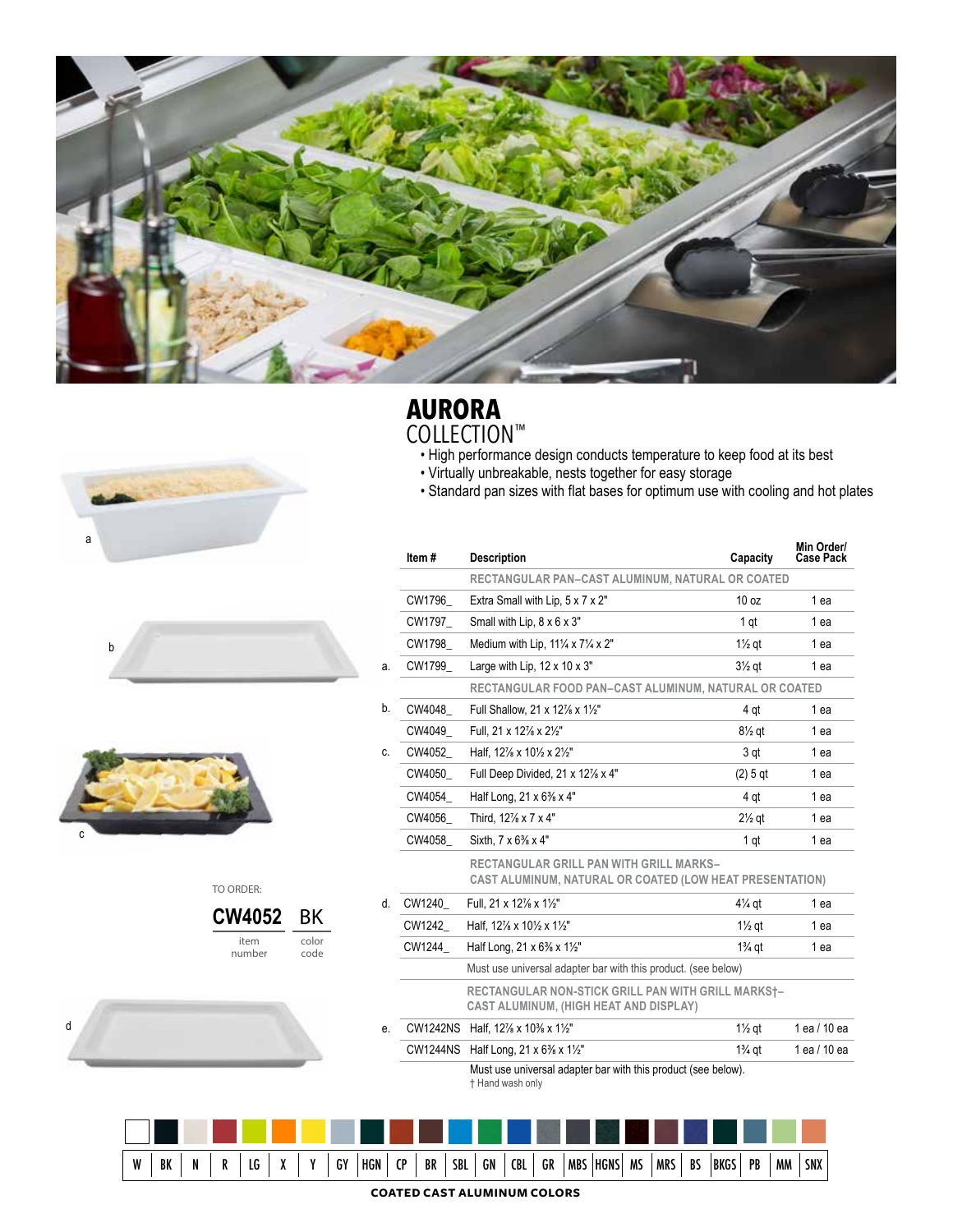# AURORA
## COLLECTION™

- High performance design conducts temperature to keep food at its best
- Virtually unbreakable, nests together for easy storage
- Standard pan sizes with flat bases for optimum use with cooling and hot plates

| | Item # | Description | Capacity | Min Order/ Case Pack |
|---|---|---|---|---|
| | | **RECTANGULAR PAN–CAST ALUMINUM, NATURAL OR COATED** | | |
| | CW1796_ | Extra Small with Lip, 5 x 7 x 2" | 10 oz | 1 ea |
| | CW1797_ | Small with Lip, 8 x 6 x 3" | 1 qt | 1 ea |
| | CW1798_ | Medium with Lip, 11¼ x 7¼ x 2" | 1½ qt | 1 ea |
| a. | CW1799_ | Large with Lip, 12 x 10 x 3" | 3½ qt | 1 ea |
| | | **RECTANGULAR FOOD PAN–CAST ALUMINUM, NATURAL OR COATED** | | |
| b. | CW4048_ | Full Shallow, 21 x 12⅞ x 1½" | 4 qt | 1 ea |
| | CW4049_ | Full, 21 x 12⅞ x 2½" | 8½ qt | 1 ea |
| c. | CW4052_ | Half, 12⅞ x 10½ x 2½" | 3 qt | 1 ea |
| | CW4050_ | Full Deep Divided, 21 x 12⅞ x 4" | (2) 5 qt | 1 ea |
| | CW4054_ | Half Long, 21 x 6⅜ x 4" | 4 qt | 1 ea |
| | CW4056_ | Third, 12⅞ x 7 x 4" | 2½ qt | 1 ea |
| | CW4058_ | Sixth, 7 x 6⅜ x 4" | 1 qt | 1 ea |
| | | **RECTANGULAR GRILL PAN WITH GRILL MARKS–CAST ALUMINUM, NATURAL OR COATED (LOW HEAT PRESENTATION)** | | |
| d. | CW1240_ | Full, 21 x 12⅞ x 1½" | 4¼ qt | 1 ea |
| | CW1242_ | Half, 12⅞ x 10½ x 1½" | 1½ qt | 1 ea |
| | CW1244_ | Half Long, 21 x 6⅜ x 1½" | 1¾ qt | 1 ea |
| | | Must use universal adapter bar with this product. (see below) | | |
| | | **RECTANGULAR NON-STICK GRILL PAN WITH GRILL MARKS†–CAST ALUMINUM, (HIGH HEAT AND DISPLAY)** | | |
| e. | CW1242NS | Half, 12⅞ x 10⅜ x 1½" | 1½ qt | 1 ea / 10 ea |
| | CW1244NS | Half Long, 21 x 6⅜ x 1½" | 1¾ qt | 1 ea / 10 ea |
| | | Must use universal adapter bar with this product (see below). | | |

† Hand wash only

a

b

c

d

TO ORDER:

**CW4052** BK

item number | color code

| W | BK | N | R | LG | X | Y | GY | HGN | CP | BR | SBL | GN | CBL | GR | MBS | HGNS | MS | MRS | BS | BKGS | PB | MM | SNX |
|---|---|---|---|---|---|---|---|---|---|---|---|---|---|---|---|---|---|---|---|---|---|---|---|

**COATED CAST ALUMINUM COLORS**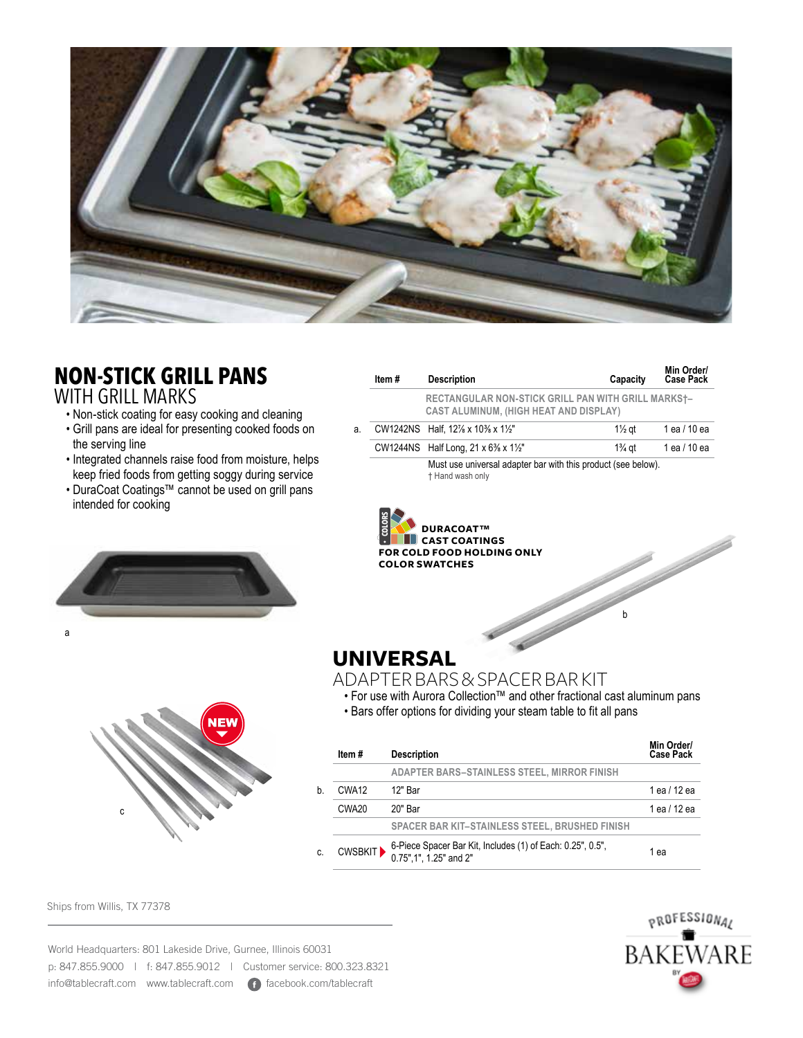## NON-STICK GRILL PANS
### WITH GRILL MARKS

- Non-stick coating for easy cooking and cleaning
- Grill pans are ideal for presenting cooked foods on the serving line
- Integrated channels raise food from moisture, helps keep fried foods from getting soggy during service
- DuraCoat Coatings™ cannot be used on grill pans intended for cooking

| | Item # | Description | Capacity | Min Order/ Case Pack |
|---|---|---|---|---|
| | | RECTANGULAR NON-STICK GRILL PAN WITH GRILL MARKS†– CAST ALUMINUM, (HIGH HEAT AND DISPLAY) | | |
| a. | CW1242NS | Half, 12⅞ x 10⅜ x 1½" | 1½ qt | 1 ea / 10 ea |
| | CW1244NS | Half Long, 21 x 6⅜ x 1½" | 1¾ qt | 1 ea / 10 ea |
| | | Must use universal adapter bar with this product (see below). † Hand wash only | | |

COLORS

DURACOAT™ CAST COATINGS FOR COLD FOOD HOLDING ONLY COLOR SWATCHES

a

b

## UNIVERSAL
### ADAPTER BARS & SPACER BAR KIT

- For use with Aurora Collection™ and other fractional cast aluminum pans
- Bars offer options for dividing your steam table to fit all pans

NEW

c

| | Item # | Description | Min Order/ Case Pack |
|---|---|---|---|
| | | ADAPTER BARS–STAINLESS STEEL, MIRROR FINISH | |
| b. | CWA12 | 12" Bar | 1 ea / 12 ea |
| | CWA20 | 20" Bar | 1 ea / 12 ea |
| | | SPACER BAR KIT–STAINLESS STEEL, BRUSHED FINISH | |
| c. | CWSBKIT | 6-Piece Spacer Bar Kit, Includes (1) of Each: 0.25", 0.5", 0.75",1", 1.25" and 2" | 1 ea |

Ships from Willis, TX 77378

World Headquarters: 801 Lakeside Drive, Gurnee, Illinois 60031
p: 847.855.9000 | f: 847.855.9012 | Customer service: 800.323.8321
info@tablecraft.com www.tablecraft.com facebook.com/tablecraft

PROFESSIONAL BAKEWARE BY